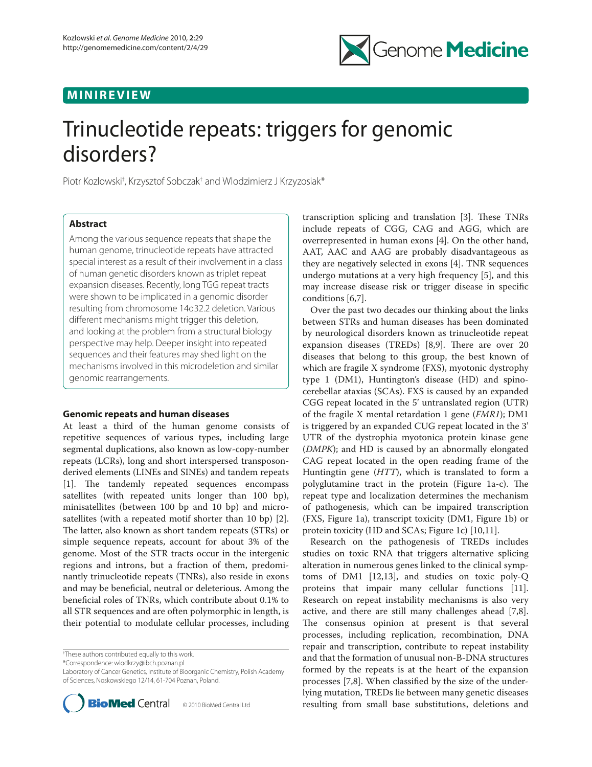MINIREVIEW

# Trinucleotide repeats: triggers for genomic disorders?

Piotr Kozlowski[†], Krzysztof Sobczak[†] and Wlodzimierz J Krzyzosiak[*]

## Abstract

Among the various sequence repeats that shape the human genome, trinucleotide repeats have attracted special interest as a result of their involvement in a class of human genetic disorders known as triplet repeat expansion diseases. Recently, long TGG repeat tracts were shown to be implicated in a genomic disorder resulting from chromosome 14q32.2 deletion. Various different mechanisms might trigger this deletion, and looking at the problem from a structural biology perspective may help. Deeper insight into repeated sequences and their features may shed light on the mechanisms involved in this microdeletion and similar genomic rearrangements.

## Genomic repeats and human diseases

At least a third of the human genome consists of repetitive sequences of various types, including large segmental duplications, also known as low-copy-number repeats (LCRs), long and short interspersed transposon-derived elements (LINEs and SINEs) and tandem repeats [1]. The tandemly repeated sequences encompass satellites (with repeated units longer than 100 bp), minisatellites (between 100 bp and 10 bp) and microsatellites (with a repeated motif shorter than 10 bp) [2]. The latter, also known as short tandem repeats (STRs) or simple sequence repeats, account for about 3% of the genome. Most of the STR tracts occur in the intergenic regions and introns, but a fraction of them, predominantly trinucleotide repeats (TNRs), also reside in exons and may be beneficial, neutral or deleterious. Among the beneficial roles of TNRs, which contribute about 0.1% to all STR sequences and are often polymorphic in length, is their potential to modulate cellular processes, including transcription splicing and translation [3]. These TNRs include repeats of CGG, CAG and AGG, which are overrepresented in human exons [4]. On the other hand, AAT, AAC and AAG are probably disadvantageous as they are negatively selected in exons [4]. TNR sequences undergo mutations at a very high frequency [5], and this may increase disease risk or trigger disease in specific conditions [6,7].

Over the past two decades our thinking about the links between STRs and human diseases has been dominated by neurological disorders known as trinucleotide repeat expansion diseases (TREDs) [8,9]. There are over 20 diseases that belong to this group, the best known of which are fragile X syndrome (FXS), myotonic dystrophy type 1 (DM1), Huntington's disease (HD) and spinocerebellar ataxias (SCAs). FXS is caused by an expanded CGG repeat located in the 5' untranslated region (UTR) of the fragile X mental retardation 1 gene (*FMR1*); DM1 is triggered by an expanded CUG repeat located in the 3' UTR of the dystrophia myotonica protein kinase gene (*DMPK*); and HD is caused by an abnormally elongated CAG repeat located in the open reading frame of the Huntingtin gene (*HTT*), which is translated to form a polyglutamine tract in the protein (Figure 1a-c). The repeat type and localization determines the mechanism of pathogenesis, which can be impaired transcription (FXS, Figure 1a), transcript toxicity (DM1, Figure 1b) or protein toxicity (HD and SCAs; Figure 1c) [10,11].

Research on the pathogenesis of TREDs includes studies on toxic RNA that triggers alternative splicing alteration in numerous genes linked to the clinical symptoms of DM1 [12,13], and studies on toxic poly-Q proteins that impair many cellular functions [11]. Research on repeat instability mechanisms is also very active, and there are still many challenges ahead [7,8]. The consensus opinion at present is that several processes, including replication, recombination, DNA repair and transcription, contribute to repeat instability and that the formation of unusual non-B-DNA structures formed by the repeats is at the heart of the expansion processes [7,8]. When classified by the size of the underlying mutation, TREDs lie between many genetic diseases resulting from small base substitutions, deletions and

[†]These authors contributed equally to this work.
[*]Correspondence: wlodkrzy@ibch.poznan.pl
Laboratory of Cancer Genetics, Institute of Bioorganic Chemistry, Polish Academy of Sciences, Noskowskiego 12/14, 61-704 Poznan, Poland.

© 2010 BioMed Central Ltd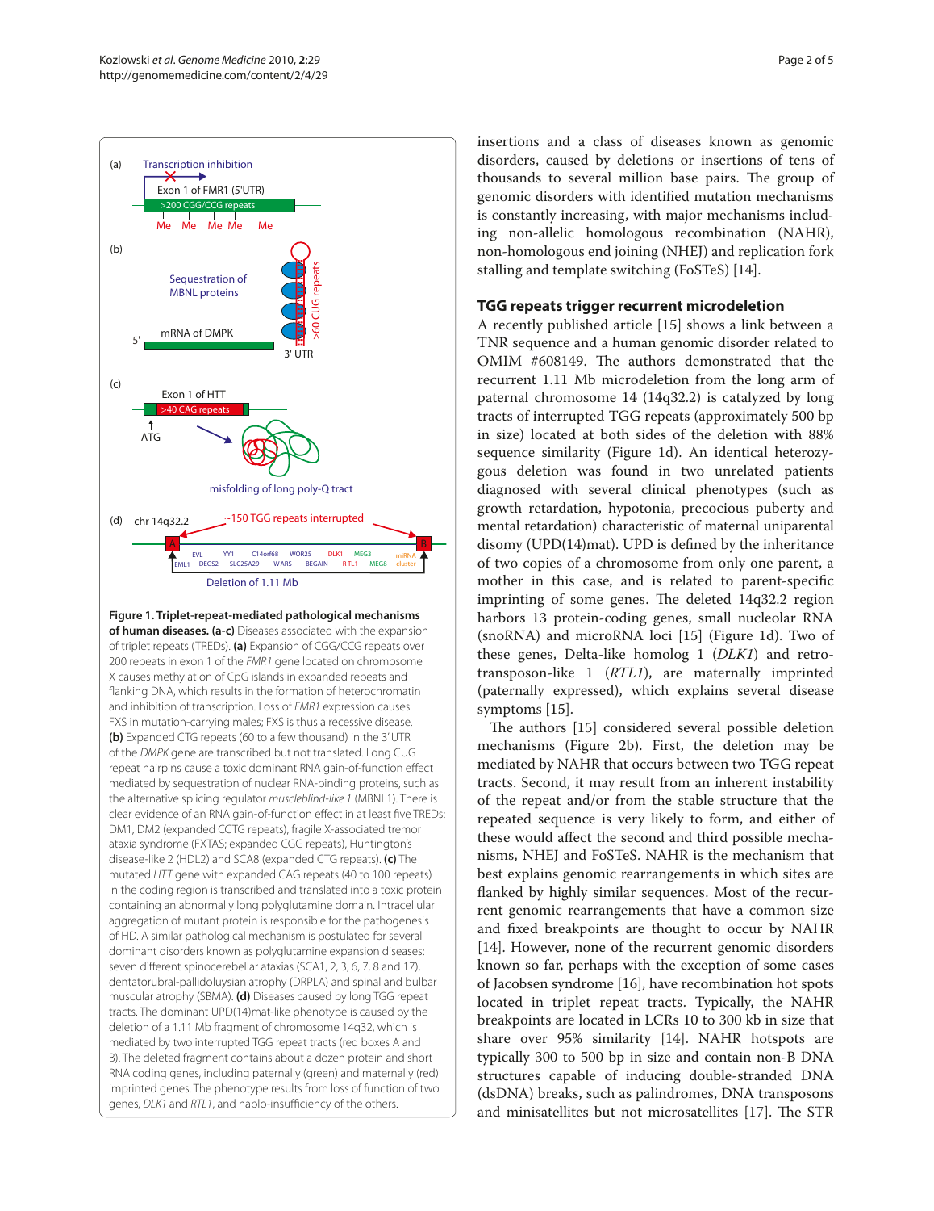**Figure 1. Triplet-repeat-mediated pathological mechanisms of human diseases. (a-c)** Diseases associated with the expansion of triplet repeats (TREDs). **(a)** Expansion of CGG/CCG repeats over 200 repeats in exon 1 of the *FMR1* gene located on chromosome X causes methylation of CpG islands in expanded repeats and flanking DNA, which results in the formation of heterochromatin and inhibition of transcription. Loss of *FMR1* expression causes FXS in mutation-carrying males; FXS is thus a recessive disease. **(b)** Expanded CTG repeats (60 to a few thousand) in the 3' UTR of the *DMPK* gene are transcribed but not translated. Long CUG repeat hairpins cause a toxic dominant RNA gain-of-function effect mediated by sequestration of nuclear RNA-binding proteins, such as the alternative splicing regulator *muscleblind-like 1* (MBNL1). There is clear evidence of an RNA gain-of-function effect in at least five TREDs: DM1, DM2 (expanded CCTG repeats), fragile X-associated tremor ataxia syndrome (FXTAS; expanded CGG repeats), Huntington's disease-like 2 (HDL2) and SCA8 (expanded CTG repeats). **(c)** The mutated *HTT* gene with expanded CAG repeats (40 to 100 repeats) in the coding region is transcribed and translated into a toxic protein containing an abnormally long polyglutamine domain. Intracellular aggregation of mutant protein is responsible for the pathogenesis of HD. A similar pathological mechanism is postulated for several dominant disorders known as polyglutamine expansion diseases: seven different spinocerebellar ataxias (SCA1, 2, 3, 6, 7, 8 and 17), dentatorubral-pallidoluysian atrophy (DRPLA) and spinal and bulbar muscular atrophy (SBMA). **(d)** Diseases caused by long TGG repeat tracts. The dominant UPD(14)mat-like phenotype is caused by the deletion of a 1.11 Mb fragment of chromosome 14q32, which is mediated by two interrupted TGG repeat tracts (red boxes A and B). The deleted fragment contains about a dozen protein and short RNA coding genes, including paternally (green) and maternally (red) imprinted genes. The phenotype results from loss of function of two genes, *DLK1* and *RTL1*, and haplo-insufficiency of the others.

insertions and a class of diseases known as genomic disorders, caused by deletions or insertions of tens of thousands to several million base pairs. The group of genomic disorders with identified mutation mechanisms is constantly increasing, with major mechanisms including non-allelic homologous recombination (NAHR), non-homologous end joining (NHEJ) and replication fork stalling and template switching (FoSTeS) [14].

## TGG repeats trigger recurrent microdeletion

A recently published article [15] shows a link between a TNR sequence and a human genomic disorder related to OMIM #608149. The authors demonstrated that the recurrent 1.11 Mb microdeletion from the long arm of paternal chromosome 14 (14q32.2) is catalyzed by long tracts of interrupted TGG repeats (approximately 500 bp in size) located at both sides of the deletion with 88% sequence similarity (Figure 1d). An identical heterozygous deletion was found in two unrelated patients diagnosed with several clinical phenotypes (such as growth retardation, hypotonia, precocious puberty and mental retardation) characteristic of maternal uniparental disomy (UPD(14)mat). UPD is defined by the inheritance of two copies of a chromosome from only one parent, a mother in this case, and is related to parent-specific imprinting of some genes. The deleted 14q32.2 region harbors 13 protein-coding genes, small nucleolar RNA (snoRNA) and microRNA loci [15] (Figure 1d). Two of these genes, Delta-like homolog 1 (*DLK1*) and retrotransposon-like 1 (*RTL1*), are maternally imprinted (paternally expressed), which explains several disease symptoms [15].

The authors [15] considered several possible deletion mechanisms (Figure 2b). First, the deletion may be mediated by NAHR that occurs between two TGG repeat tracts. Second, it may result from an inherent instability of the repeat and/or from the stable structure that the repeated sequence is very likely to form, and either of these would affect the second and third possible mechanisms, NHEJ and FoSTeS. NAHR is the mechanism that best explains genomic rearrangements in which sites are flanked by highly similar sequences. Most of the recurrent genomic rearrangements that have a common size and fixed breakpoints are thought to occur by NAHR [14]. However, none of the recurrent genomic disorders known so far, perhaps with the exception of some cases of Jacobsen syndrome [16], have recombination hot spots located in triplet repeat tracts. Typically, the NAHR breakpoints are located in LCRs 10 to 300 kb in size that share over 95% similarity [14]. NAHR hotspots are typically 300 to 500 bp in size and contain non-B DNA structures capable of inducing double-stranded DNA (dsDNA) breaks, such as palindromes, DNA transposons and minisatellites but not microsatellites [17]. The STR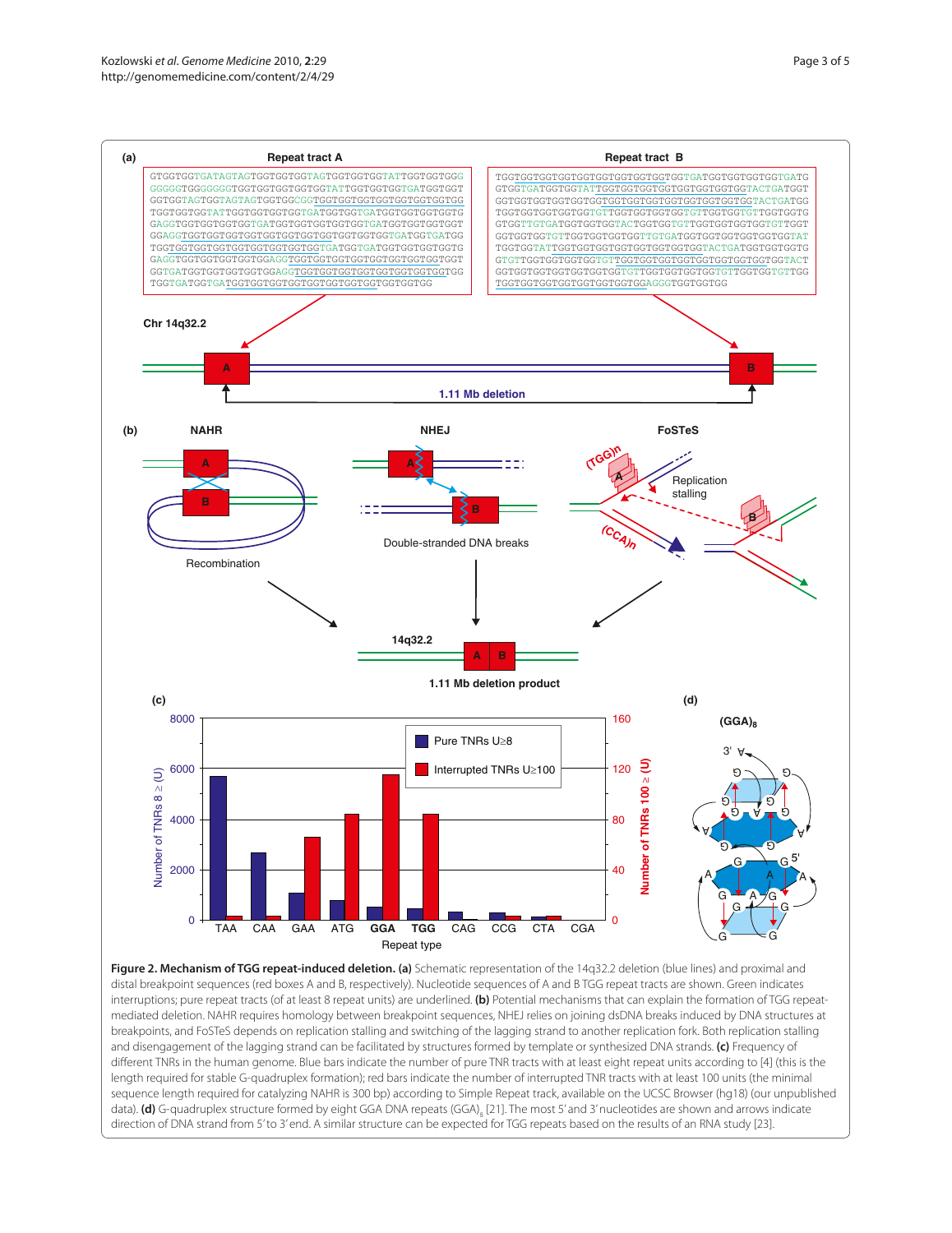**Figure 2. Mechanism of TGG repeat-induced deletion. (a)** Schematic representation of the 14q32.2 deletion (blue lines) and proximal and distal breakpoint sequences (red boxes A and B, respectively). Nucleotide sequences of A and B TGG repeat tracts are shown. Green indicates interruptions; pure repeat tracts (of at least 8 repeat units) are underlined. **(b)** Potential mechanisms that can explain the formation of TGG repeat-mediated deletion. NAHR relies on homology between breakpoint sequences, NHEJ relies on joining dsDNA breaks induced by DNA structures at breakpoints, and FoSTeS depends on replication stalling and switching of the lagging strand to another replication fork. Both replication stalling and disengagement of the lagging strand can be facilitated by structures formed by template or synthesized DNA strands. **(c)** Frequency of different TNRs in the human genome. Blue bars indicate the number of pure TNR tracts with at least eight repeat units according to [4] (this is the length required for stable G-quadruplex formation); red bars indicate the number of interrupted TNR tracts with at least 100 units (the minimal sequence length required for catalyzing NAHR is 300 bp) according to Simple Repeat track, available on the UCSC Browser (hg18) (our unpublished data). **(d)** G-quadruplex structure formed by eight GGA DNA repeats $(GGA)_8$ [21]. The most 5′ and 3′ nucleotides are shown and arrows indicate direction of DNA strand from 5′ to 3′ end. A similar structure can be expected for TGG repeats based on the results of an RNA study [23].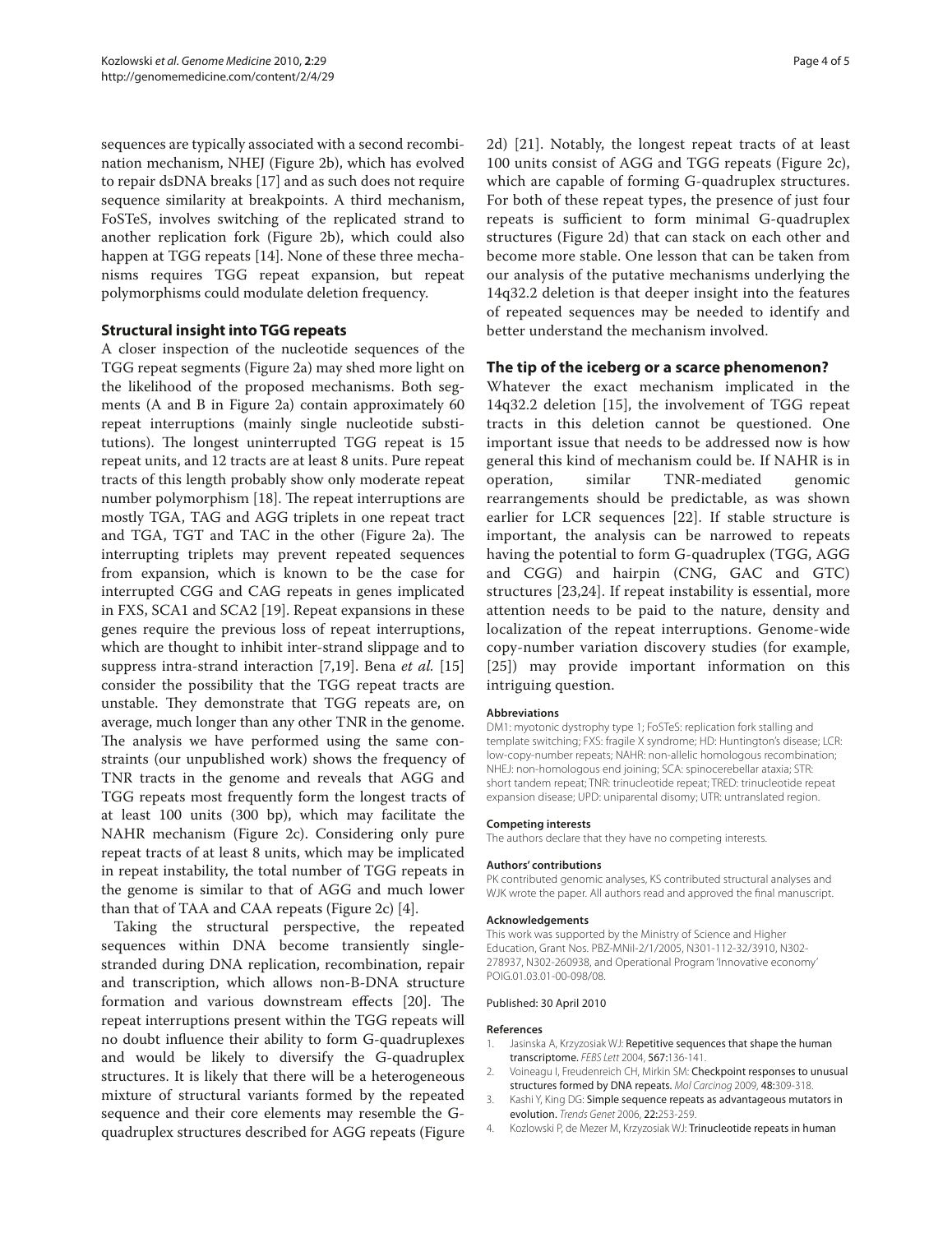sequences are typically associated with a second recombination mechanism, NHEJ (Figure 2b), which has evolved to repair dsDNA breaks [17] and as such does not require sequence similarity at breakpoints. A third mechanism, FoSTeS, involves switching of the replicated strand to another replication fork (Figure 2b), which could also happen at TGG repeats [14]. None of these three mechanisms requires TGG repeat expansion, but repeat polymorphisms could modulate deletion frequency.

### Structural insight into TGG repeats

A closer inspection of the nucleotide sequences of the TGG repeat segments (Figure 2a) may shed more light on the likelihood of the proposed mechanisms. Both segments (A and B in Figure 2a) contain approximately 60 repeat interruptions (mainly single nucleotide substitutions). The longest uninterrupted TGG repeat is 15 repeat units, and 12 tracts are at least 8 units. Pure repeat tracts of this length probably show only moderate repeat number polymorphism [18]. The repeat interruptions are mostly TGA, TAG and AGG triplets in one repeat tract and TGA, TGT and TAC in the other (Figure 2a). The interrupting triplets may prevent repeated sequences from expansion, which is known to be the case for interrupted CGG and CAG repeats in genes implicated in FXS, SCA1 and SCA2 [19]. Repeat expansions in these genes require the previous loss of repeat interruptions, which are thought to inhibit inter-strand slippage and to suppress intra-strand interaction [7,19]. Bena *et al.* [15] consider the possibility that the TGG repeat tracts are unstable. They demonstrate that TGG repeats are, on average, much longer than any other TNR in the genome. The analysis we have performed using the same constraints (our unpublished work) shows the frequency of TNR tracts in the genome and reveals that AGG and TGG repeats most frequently form the longest tracts of at least 100 units (300 bp), which may facilitate the NAHR mechanism (Figure 2c). Considering only pure repeat tracts of at least 8 units, which may be implicated in repeat instability, the total number of TGG repeats in the genome is similar to that of AGG and much lower than that of TAA and CAA repeats (Figure 2c) [4].

Taking the structural perspective, the repeated sequences within DNA become transiently single-stranded during DNA replication, recombination, repair and transcription, which allows non-B-DNA structure formation and various downstream effects [20]. The repeat interruptions present within the TGG repeats will no doubt influence their ability to form G-quadruplexes and would be likely to diversify the G-quadruplex structures. It is likely that there will be a heterogeneous mixture of structural variants formed by the repeated sequence and their core elements may resemble the G-quadruplex structures described for AGG repeats (Figure 2d) [21]. Notably, the longest repeat tracts of at least 100 units consist of AGG and TGG repeats (Figure 2c), which are capable of forming G-quadruplex structures. For both of these repeat types, the presence of just four repeats is sufficient to form minimal G-quadruplex structures (Figure 2d) that can stack on each other and become more stable. One lesson that can be taken from our analysis of the putative mechanisms underlying the 14q32.2 deletion is that deeper insight into the features of repeated sequences may be needed to identify and better understand the mechanism involved.

### The tip of the iceberg or a scarce phenomenon?

Whatever the exact mechanism implicated in the 14q32.2 deletion [15], the involvement of TGG repeat tracts in this deletion cannot be questioned. One important issue that needs to be addressed now is how general this kind of mechanism could be. If NAHR is in operation, similar TNR-mediated genomic rearrangements should be predictable, as was shown earlier for LCR sequences [22]. If stable structure is important, the analysis can be narrowed to repeats having the potential to form G-quadruplex (TGG, AGG and CGG) and hairpin (CNG, GAC and GTC) structures [23,24]. If repeat instability is essential, more attention needs to be paid to the nature, density and localization of the repeat interruptions. Genome-wide copy-number variation discovery studies (for example, [25]) may provide important information on this intriguing question.

#### Abbreviations

DM1: myotonic dystrophy type 1; FoSTeS: replication fork stalling and template switching; FXS: fragile X syndrome; HD: Huntington's disease; LCR: low-copy-number repeats; NAHR: non-allelic homologous recombination; NHEJ: non-homologous end joining; SCA: spinocerebellar ataxia; STR: short tandem repeat; TNR: trinucleotide repeat; TRED: trinucleotide repeat expansion disease; UPD: uniparental disomy; UTR: untranslated region.

#### Competing interests

The authors declare that they have no competing interests.

#### Authors' contributions

PK contributed genomic analyses, KS contributed structural analyses and WJK wrote the paper. All authors read and approved the final manuscript.

#### Acknowledgements

This work was supported by the Ministry of Science and Higher Education, Grant Nos. PBZ-MNiI-2/1/2005, N301-112-32/3910, N302-278937, N302-260938, and Operational Program 'Innovative economy' POIG.01.03.01-00-098/08.

Published: 30 April 2010

#### References

1. Jasinska A, Krzyzosiak WJ: **Repetitive sequences that shape the human transcriptome.** *FEBS Lett* 2004, **567:**136-141.
2. Voineagu I, Freudenreich CH, Mirkin SM: **Checkpoint responses to unusual structures formed by DNA repeats.** *Mol Carcinog* 2009, **48:**309-318.
3. Kashi Y, King DG: **Simple sequence repeats as advantageous mutators in evolution.** *Trends Genet* 2006, **22:**253-259.
4. Kozlowski P, de Mezer M, Krzyzosiak WJ: **Trinucleotide repeats in human**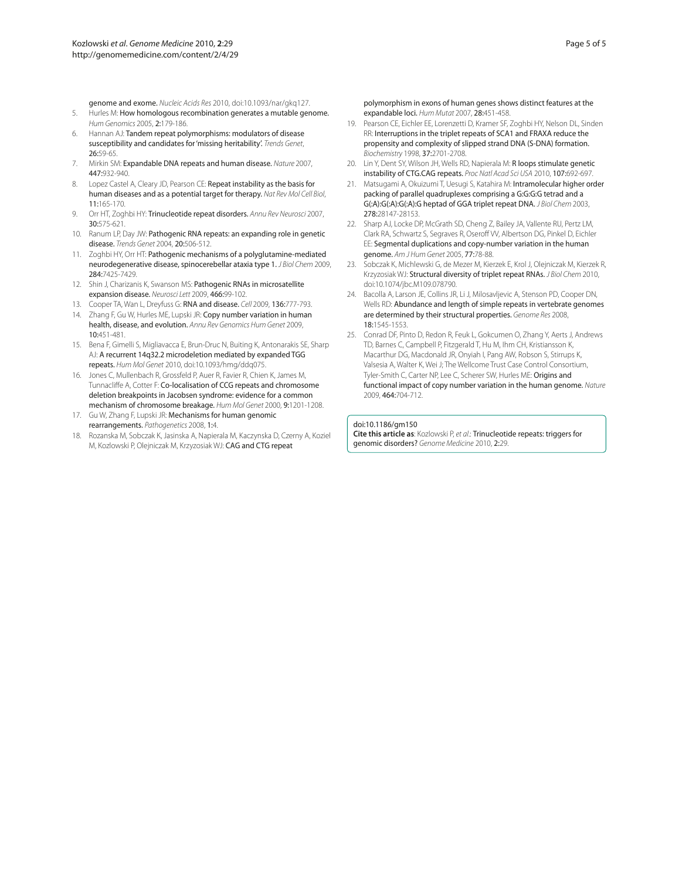genome and exome. *Nucleic Acids Res* 2010, doi:10.1093/nar/gkq127.

5. Hurles M: **How homologous recombination generates a mutable genome.** *Hum Genomics* 2005, **2:**179-186.
6. Hannan AJ: **Tandem repeat polymorphisms: modulators of disease susceptibility and candidates for 'missing heritability'.** *Trends Genet*, **26:**59-65.
7. Mirkin SM: **Expandable DNA repeats and human disease.** *Nature* 2007, **447:**932-940.
8. Lopez Castel A, Cleary JD, Pearson CE: **Repeat instability as the basis for human diseases and as a potential target for therapy.** *Nat Rev Mol Cell Biol*, **11:**165-170.
9. Orr HT, Zoghbi HY: **Trinucleotide repeat disorders.** *Annu Rev Neurosci* 2007, **30:**575-621.
10. Ranum LP, Day JW: **Pathogenic RNA repeats: an expanding role in genetic disease.** *Trends Genet* 2004, **20:**506-512.
11. Zoghbi HY, Orr HT: **Pathogenic mechanisms of a polyglutamine-mediated neurodegenerative disease, spinocerebellar ataxia type 1.** *J Biol Chem* 2009, **284:**7425-7429.
12. Shin J, Charizanis K, Swanson MS: **Pathogenic RNAs in microsatellite expansion disease.** *Neurosci Lett* 2009, **466:**99-102.
13. Cooper TA, Wan L, Dreyfuss G: **RNA and disease.** *Cell* 2009, **136:**777-793.
14. Zhang F, Gu W, Hurles ME, Lupski JR: **Copy number variation in human health, disease, and evolution.** *Annu Rev Genomics Hum Genet* 2009, **10:**451-481.
15. Bena F, Gimelli S, Migliavacca E, Brun-Druc N, Buiting K, Antonarakis SE, Sharp AJ: **A recurrent 14q32.2 microdeletion mediated by expanded TGG repeats.** *Hum Mol Genet* 2010, doi:10.1093/hmg/ddq075.
16. Jones C, Mullenbach R, Grossfeld P, Auer R, Favier R, Chien K, James M, Tunnacliffe A, Cotter F: **Co-localisation of CCG repeats and chromosome deletion breakpoints in Jacobsen syndrome: evidence for a common mechanism of chromosome breakage.** *Hum Mol Genet* 2000, **9:**1201-1208.
17. Gu W, Zhang F, Lupski JR: **Mechanisms for human genomic rearrangements.** *Pathogenetics* 2008, **1:**4.
18. Rozanska M, Sobczak K, Jasinska A, Napierala M, Kaczynska D, Czerny A, Koziel M, Kozlowski P, Olejniczak M, Krzyzosiak WJ: **CAG and CTG repeat polymorphism in exons of human genes shows distinct features at the expandable loci.** *Hum Mutat* 2007, **28:**451-458.
19. Pearson CE, Eichler EE, Lorenzetti D, Kramer SF, Zoghbi HY, Nelson DL, Sinden RR: **Interruptions in the triplet repeats of SCA1 and FRAXA reduce the propensity and complexity of slipped strand DNA (S-DNA) formation.** *Biochemistry* 1998, **37:**2701-2708.
20. Lin Y, Dent SY, Wilson JH, Wells RD, Napierala M: **R loops stimulate genetic instability of CTG.CAG repeats.** *Proc Natl Acad Sci USA* 2010, **107:**692-697.
21. Matsugami A, Okuizumi T, Uesugi S, Katahira M: **Intramolecular higher order packing of parallel quadruplexes comprising a G:G:G:G tetrad and a G(:A):G(:A):G(:A):G heptad of GGA triplet repeat DNA.** *J Biol Chem* 2003, **278:**28147-28153.
22. Sharp AJ, Locke DP, McGrath SD, Cheng Z, Bailey JA, Vallente RU, Pertz LM, Clark RA, Schwartz S, Segraves R, Oseroff VV, Albertson DG, Pinkel D, Eichler EE: **Segmental duplications and copy-number variation in the human genome.** *Am J Hum Genet* 2005, **77:**78-88.
23. Sobczak K, Michlewski G, de Mezer M, Kierzek E, Krol J, Olejniczak M, Kierzek R, Krzyzosiak WJ: **Structural diversity of triplet repeat RNAs.** *J Biol Chem* 2010, doi:10.1074/jbc.M109.078790.
24. Bacolla A, Larson JE, Collins JR, Li J, Milosavljevic A, Stenson PD, Cooper DN, Wells RD: **Abundance and length of simple repeats in vertebrate genomes are determined by their structural properties.** *Genome Res* 2008, **18:**1545-1553.
25. Conrad DF, Pinto D, Redon R, Feuk L, Gokcumen O, Zhang Y, Aerts J, Andrews TD, Barnes C, Campbell P, Fitzgerald T, Hu M, Ihm CH, Kristiansson K, Macarthur DG, Macdonald JR, Onyiah I, Pang AW, Robson S, Stirrups K, Valsesia A, Walter K, Wei J; The Wellcome Trust Case Control Consortium, Tyler-Smith C, Carter NP, Lee C, Scherer SW, Hurles ME: **Origins and functional impact of copy number variation in the human genome.** *Nature* 2009, **464:**704-712.

doi:10.1186/gm150
**Cite this article as**: Kozlowski P, *et al.*: Trinucleotide repeats: triggers for genomic disorders? *Genome Medicine* 2010, **2:**29.